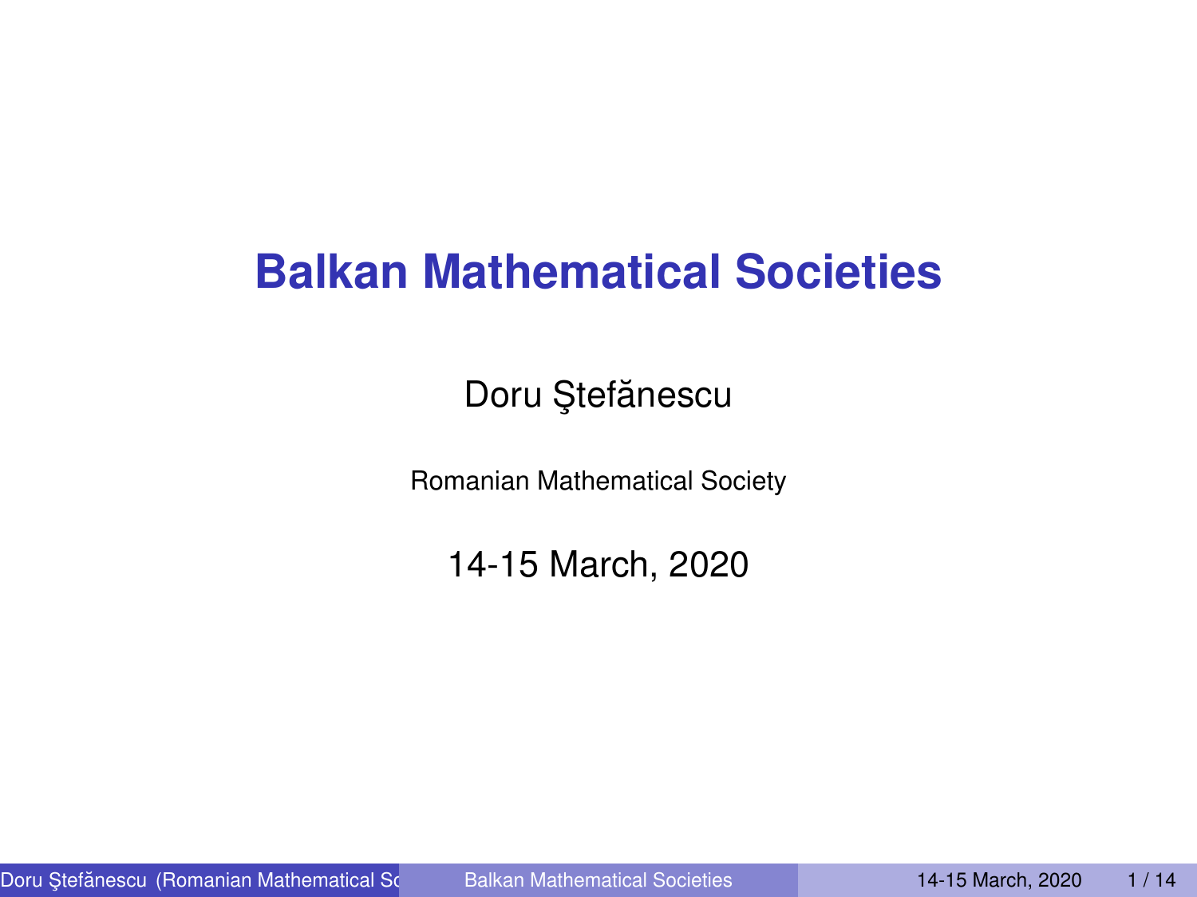# Balkan Mathematical Societies

Doru Ştefănescu

Romanian Mathematical Society

14-15 March, 2020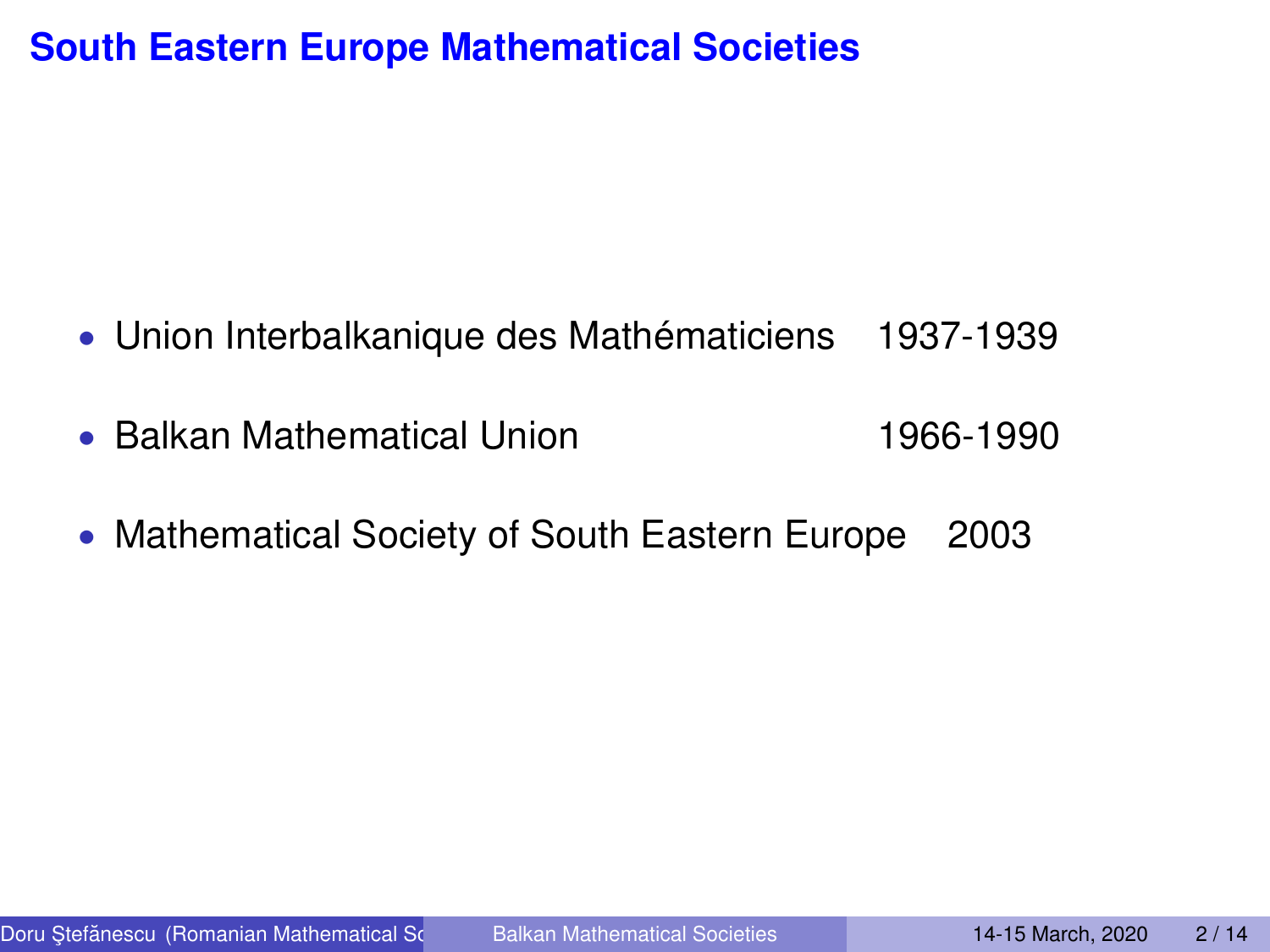## South Eastern Europe Mathematical Societies

- Union Interbalkanique des Mathématiciens 1937-1939
- Balkan Mathematical Union 1966-1990
- Mathematical Society of South Eastern Europe 2003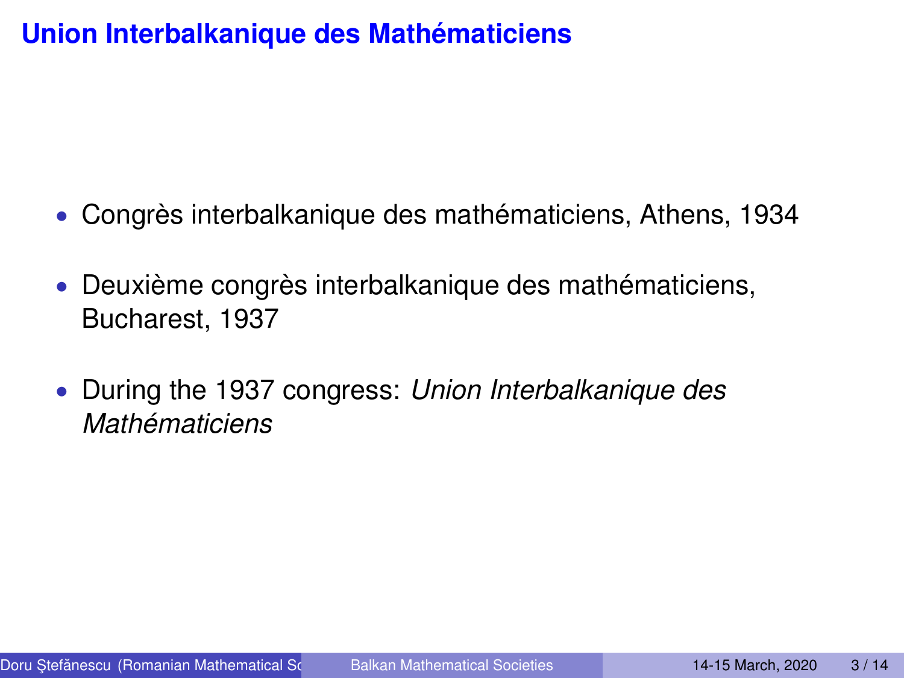# Union Interbalkanique des Mathématiciens

- Congrès interbalkanique des mathématiciens, Athens, 1934
- Deuxième congrès interbalkanique des mathématiciens, Bucharest, 1937
- During the 1937 congress: *Union Interbalkanique des Mathématiciens*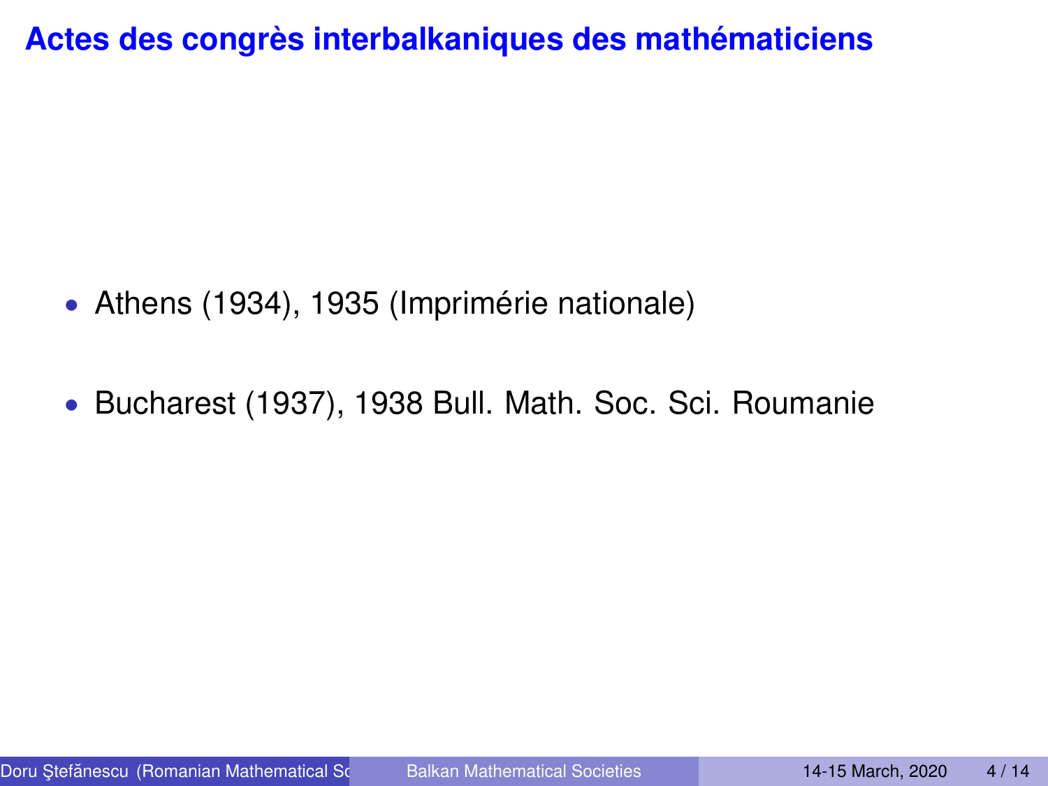## Actes des congrès interbalkaniques des mathématiciens

- Athens (1934), 1935 (Imprimérie nationale)
- Bucharest (1937), 1938 Bull. Math. Soc. Sci. Roumanie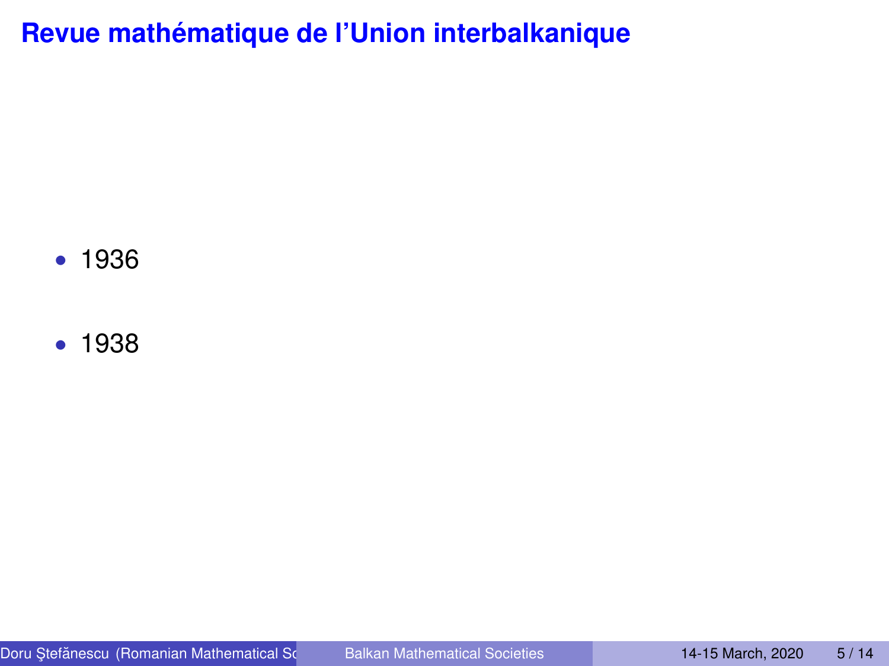## Revue mathématique de l’Union interbalkanique

- 1936
- 1938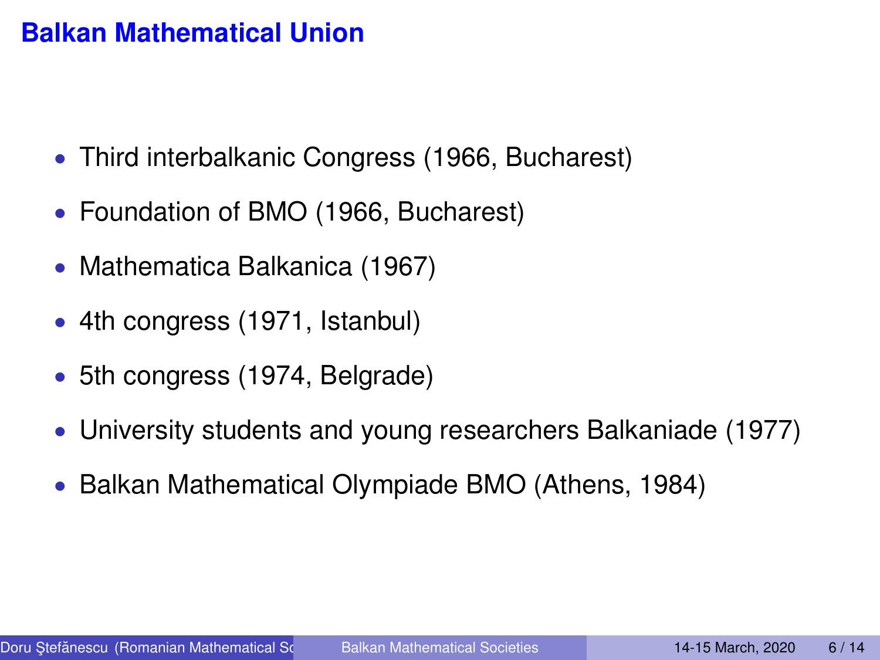## Balkan Mathematical Union

- Third interbalkanic Congress (1966, Bucharest)
- Foundation of BMO (1966, Bucharest)
- Mathematica Balkanica (1967)
- 4th congress (1971, Istanbul)
- 5th congress (1974, Belgrade)
- University students and young researchers Balkaniade (1977)
- Balkan Mathematical Olympiade BMO (Athens, 1984)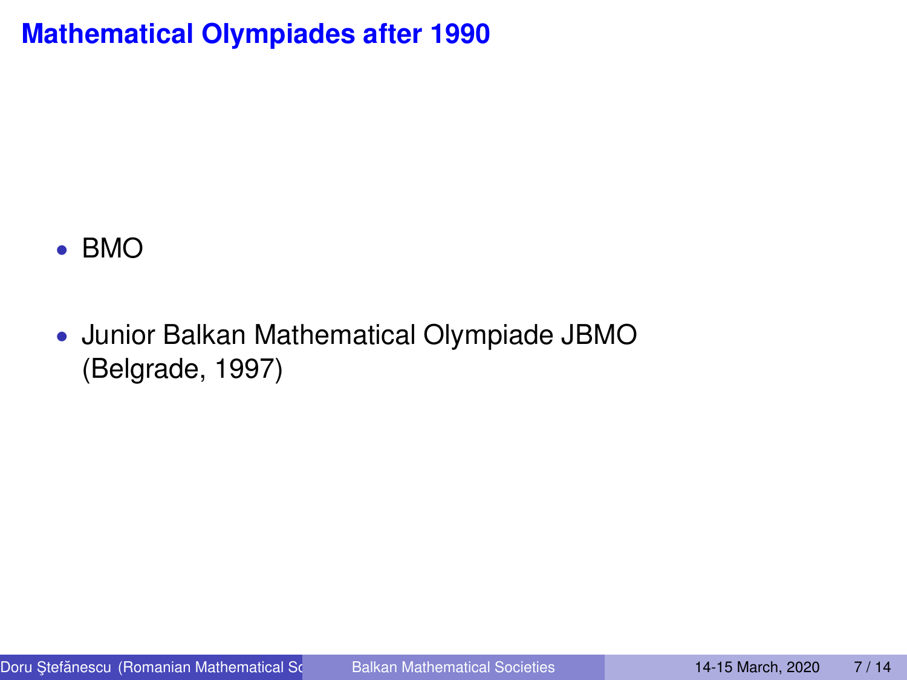## Mathematical Olympiades after 1990

- BMO
- Junior Balkan Mathematical Olympiade JBMO (Belgrade, 1997)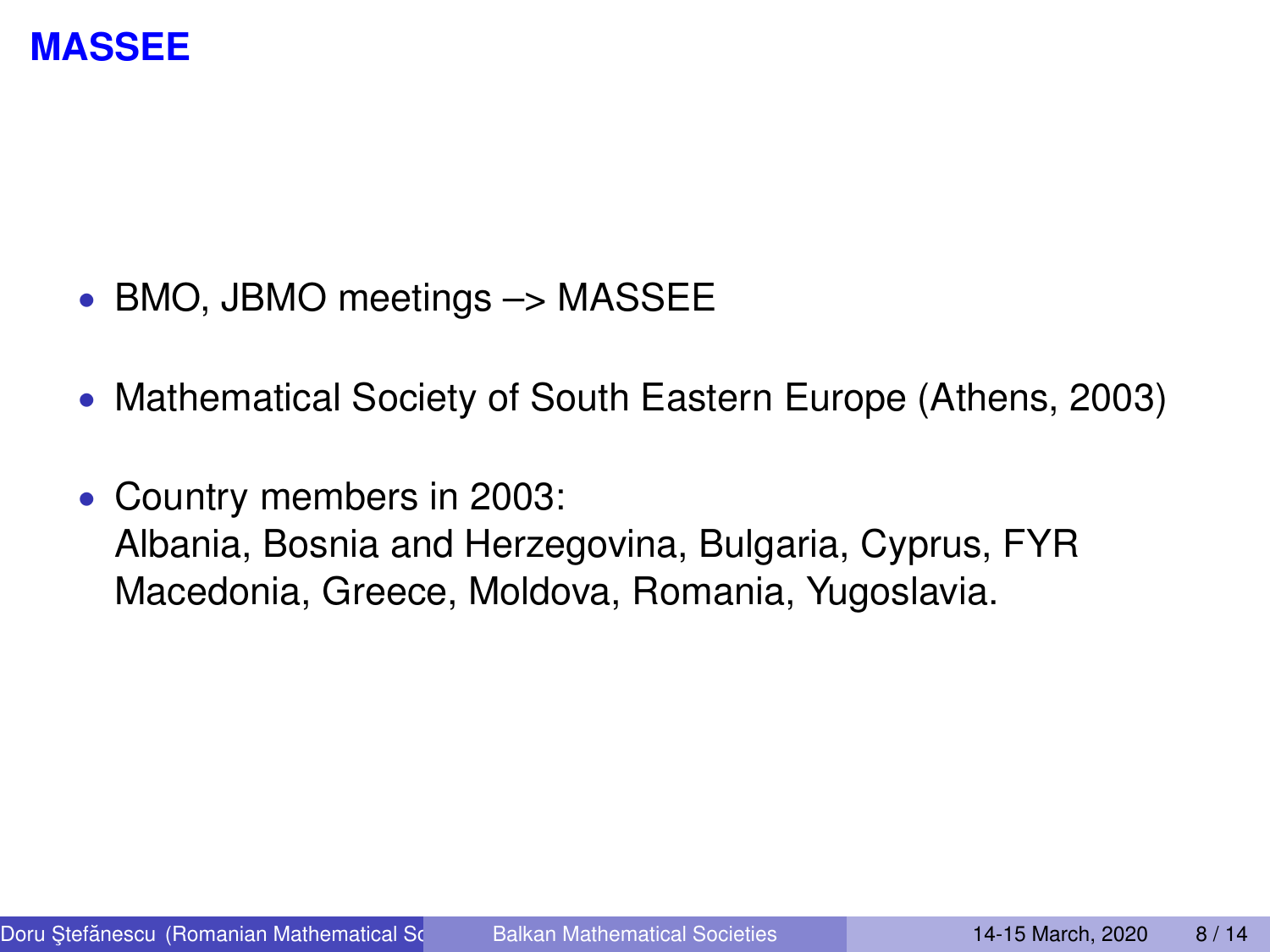# MASSEE

- BMO, JBMO meetings –> MASSEE
- Mathematical Society of South Eastern Europe (Athens, 2003)
- Country members in 2003:
  Albania, Bosnia and Herzegovina, Bulgaria, Cyprus, FYR Macedonia, Greece, Moldova, Romania, Yugoslavia.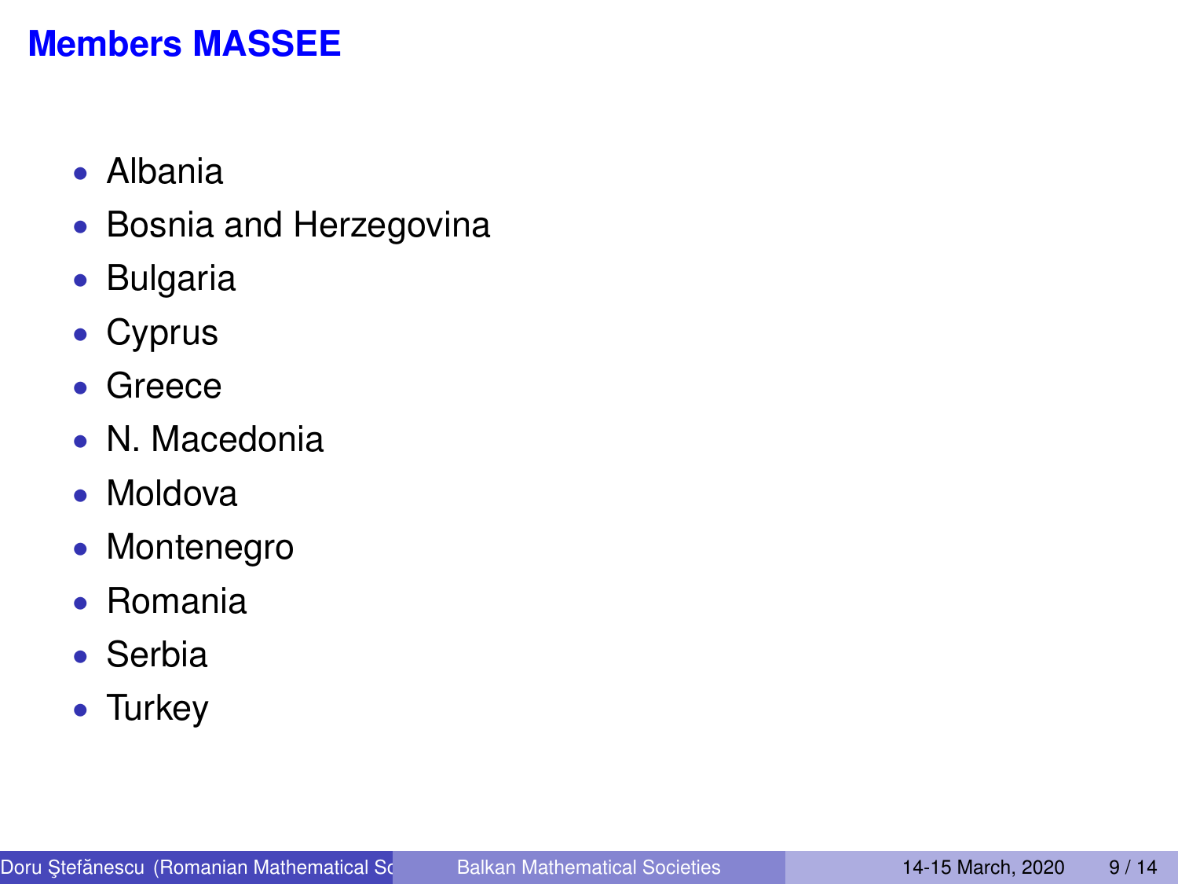## Members MASSEE

- Albania
- Bosnia and Herzegovina
- Bulgaria
- Cyprus
- Greece
- N. Macedonia
- Moldova
- Montenegro
- Romania
- Serbia
- Turkey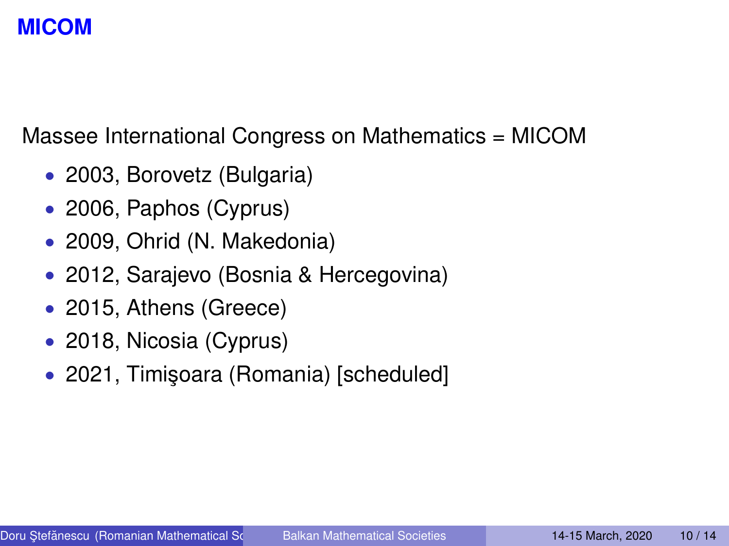# MICOM

Massee International Congress on Mathematics = MICOM

- 2003, Borovetz (Bulgaria)
- 2006, Paphos (Cyprus)
- 2009, Ohrid (N. Makedonia)
- 2012, Sarajevo (Bosnia & Hercegovina)
- 2015, Athens (Greece)
- 2018, Nicosia (Cyprus)
- 2021, Timişoara (Romania) [scheduled]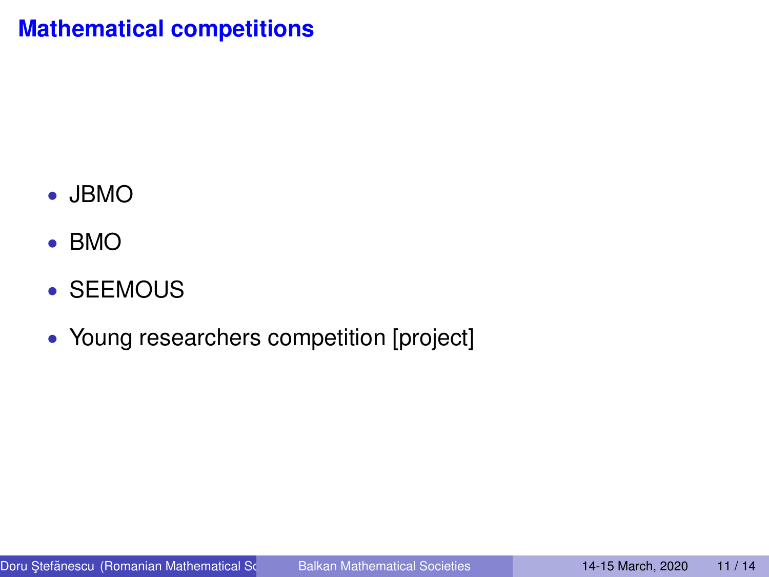## Mathematical competitions

- JBMO
- BMO
- SEEMOUS
- Young researchers competition [project]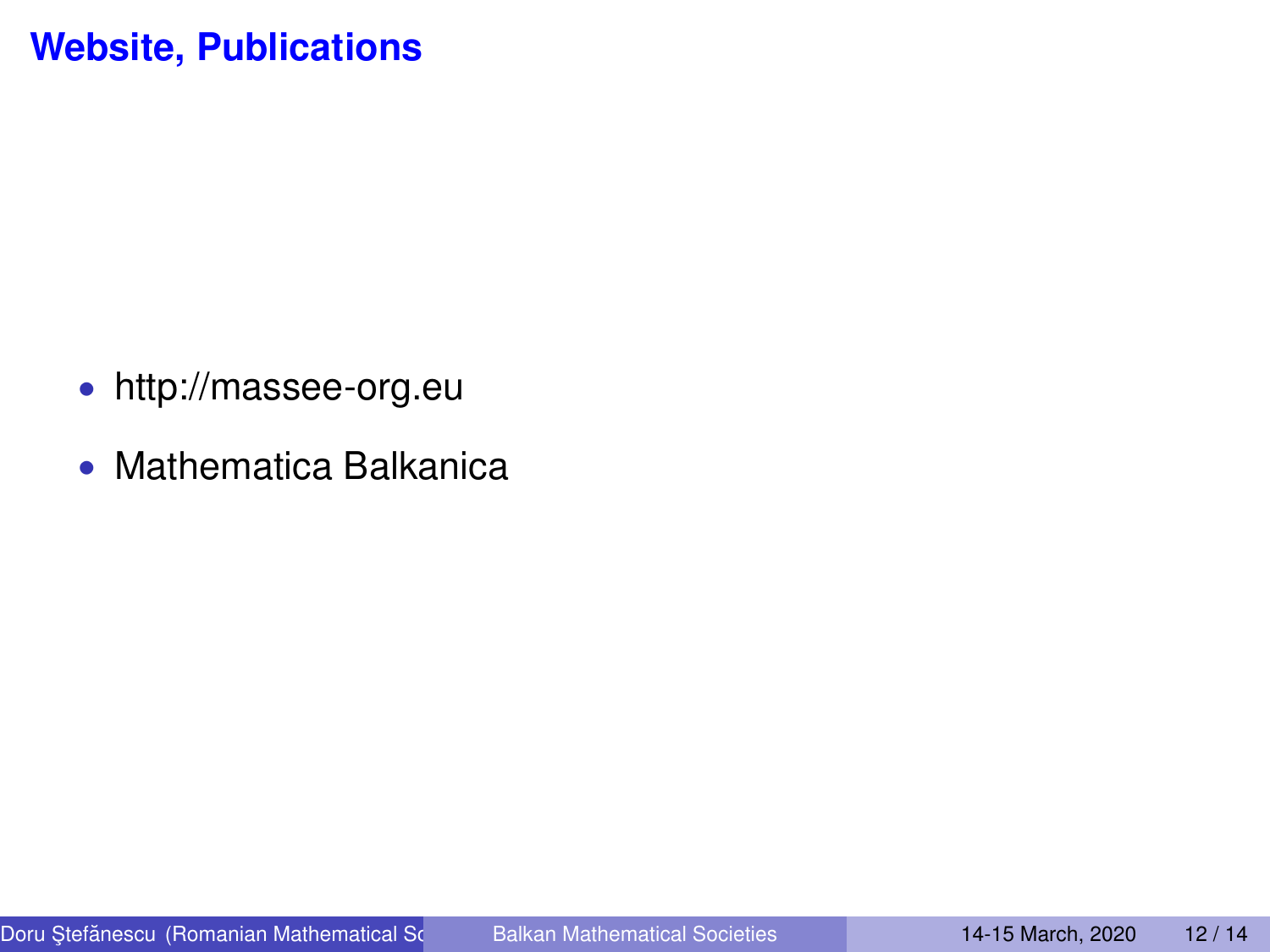## Website, Publications

- http://massee-org.eu
- Mathematica Balkanica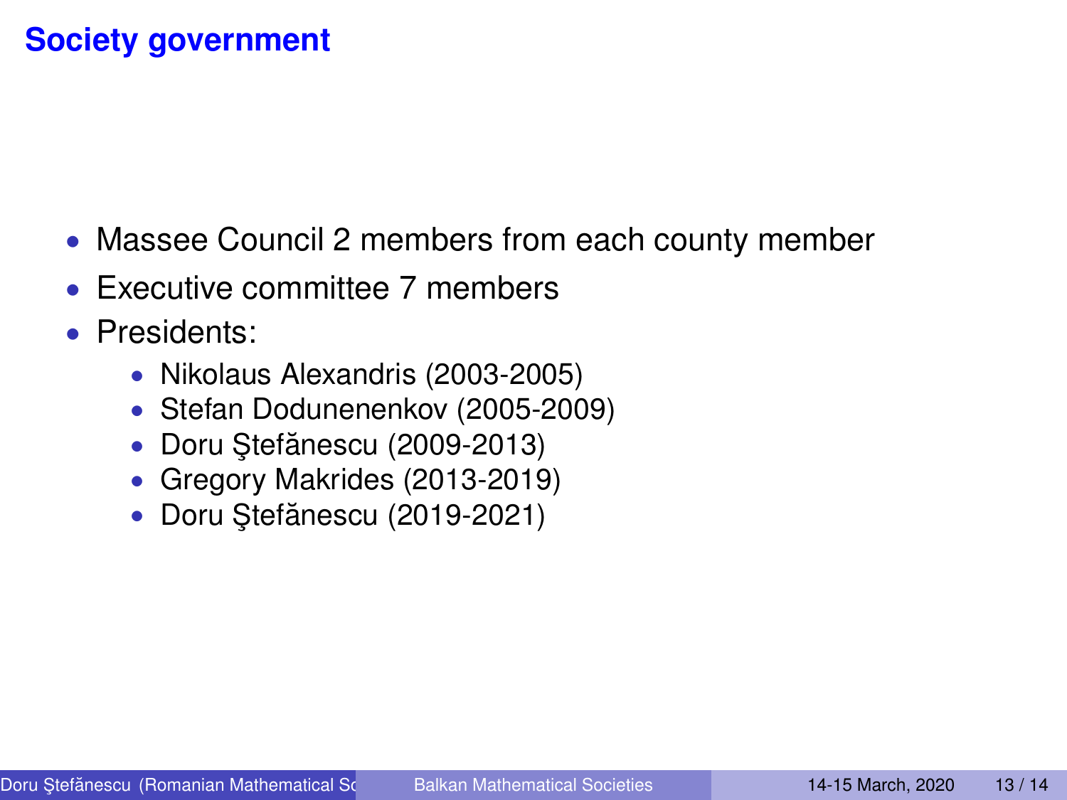## Society government

- Massee Council 2 members from each county member
- Executive committee 7 members
- Presidents:
  - Nikolaus Alexandris (2003-2005)
  - Stefan Dodunenenkov (2005-2009)
  - Doru Ştefănescu (2009-2013)
  - Gregory Makrides (2013-2019)
  - Doru Ştefănescu (2019-2021)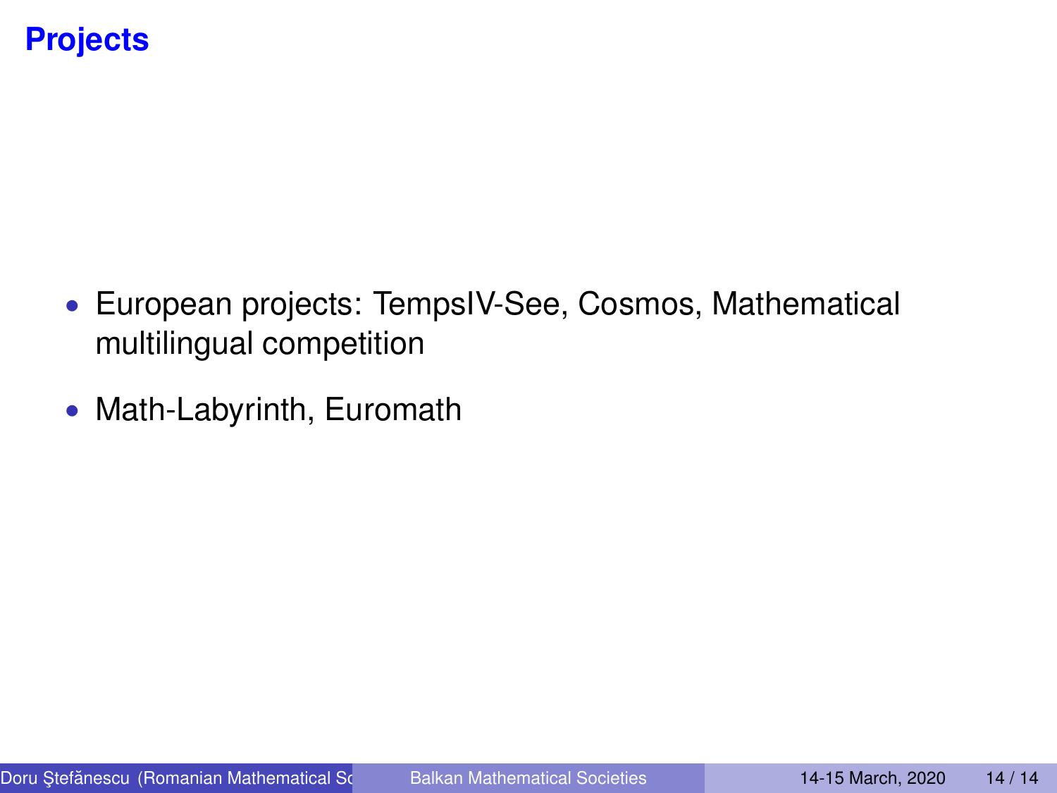# Projects

- European projects: TempsIV-See, Cosmos, Mathematical multilingual competition
- Math-Labyrinth, Euromath